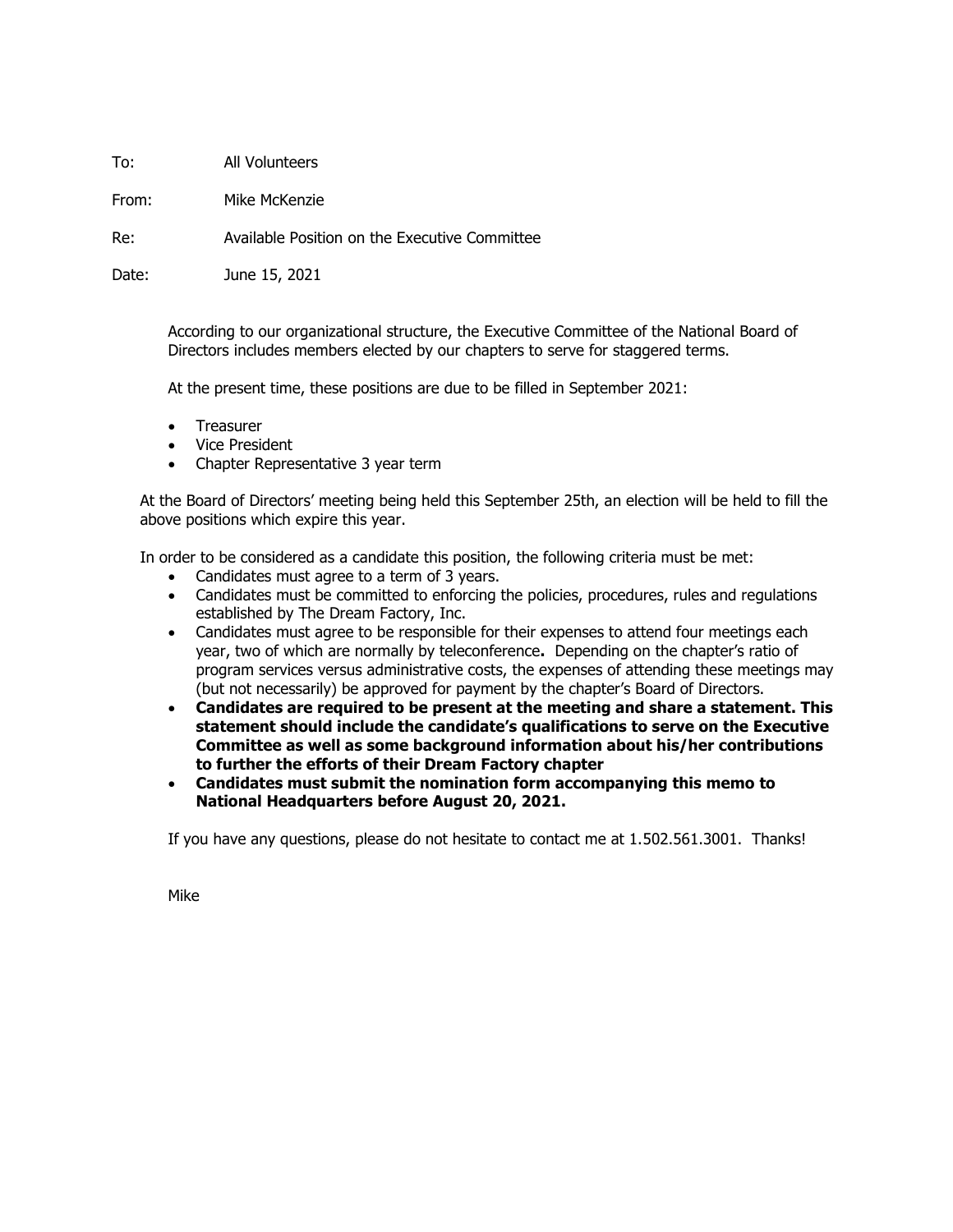To: All Volunteers

From: Mike McKenzie

Re: Available Position on the Executive Committee

Date: June 15, 2021

According to our organizational structure, the Executive Committee of the National Board of Directors includes members elected by our chapters to serve for staggered terms.

At the present time, these positions are due to be filled in September 2021:

- Treasurer
- Vice President
- Chapter Representative 3 year term

At the Board of Directors' meeting being held this September 25th, an election will be held to fill the above positions which expire this year.

In order to be considered as a candidate this position, the following criteria must be met:

- Candidates must agree to a term of 3 years.
- Candidates must be committed to enforcing the policies, procedures, rules and regulations established by The Dream Factory, Inc.
- Candidates must agree to be responsible for their expenses to attend four meetings each year, two of which are normally by teleconference**.** Depending on the chapter's ratio of program services versus administrative costs, the expenses of attending these meetings may (but not necessarily) be approved for payment by the chapter's Board of Directors.
- **Candidates are required to be present at the meeting and share a statement. This statement should include the candidate's qualifications to serve on the Executive Committee as well as some background information about his/her contributions to further the efforts of their Dream Factory chapter**
- **Candidates must submit the nomination form accompanying this memo to National Headquarters before August 20, 2021.**

If you have any questions, please do not hesitate to contact me at 1.502.561.3001. Thanks!

Mike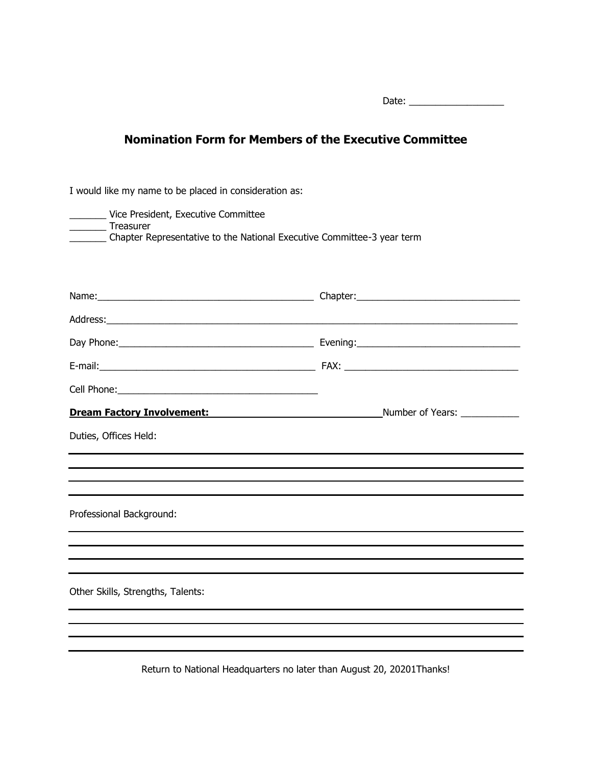Date: __________________

## Nomination Form for Members of the Executive Committee

I would like my name to be placed in consideration as:

_______ Vice President, Executive Committee
_______ Treasurer
_______ Chapter Representative to the National Executive Committee-3 year term

Name:_________________________________________ Chapter:______________________________

Address:_____________________________________________________________________________

Day Phone:_____________________________________ Evening:______________________________

E-mail:__________________________________________ FAX: _________________________________

Cell Phone:_____________________________________

**Dream Factory Involvement:** ________________________________ Number of Years: ___________

Duties, Offices Held:

___________________________________________________________________________

___________________________________________________________________________

___________________________________________________________________________

___________________________________________________________________________

Professional Background:

___________________________________________________________________________

___________________________________________________________________________

___________________________________________________________________________

___________________________________________________________________________

Other Skills, Strengths, Talents:

___________________________________________________________________________

___________________________________________________________________________

___________________________________________________________________________

___________________________________________________________________________

Return to National Headquarters no later than August 20, 20201Thanks!